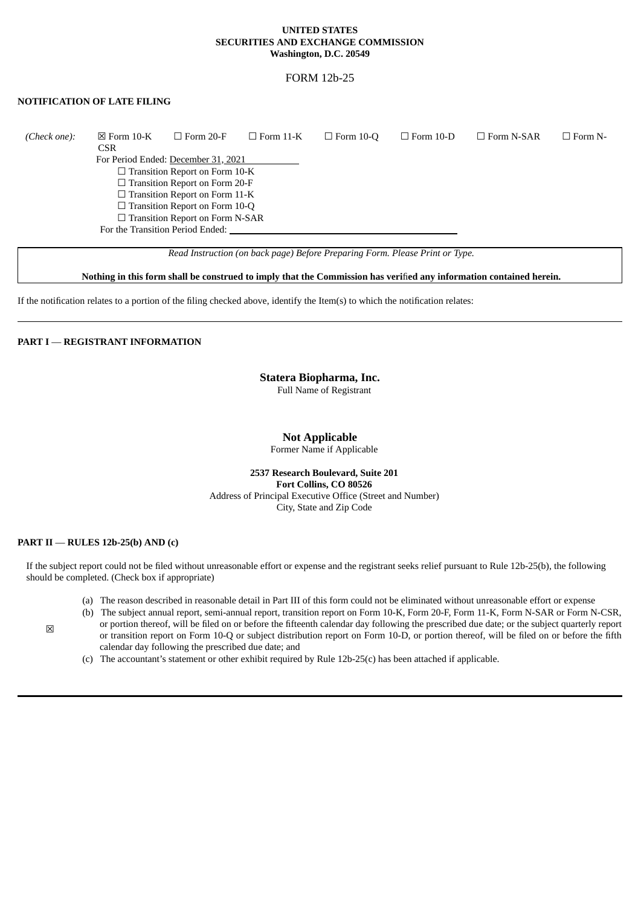**UNITED STATES**
**SECURITIES AND EXCHANGE COMMISSION**
**Washington, D.C. 20549**

FORM 12b-25

**NOTIFICATION OF LATE FILING**

*(Check one):* ☒ Form 10-K ☐ Form 20-F ☐ Form 11-K ☐ Form 10-Q ☐ Form 10-D ☐ Form N-SAR ☐ Form N-CSR

For Period Ended: December 31, 2021

☐ Transition Report on Form 10-K
☐ Transition Report on Form 20-F
☐ Transition Report on Form 11-K
☐ Transition Report on Form 10-Q
☐ Transition Report on Form N-SAR

For the Transition Period Ended:

*Read Instruction (on back page) Before Preparing Form. Please Print or Type.*

**Nothing in this form shall be construed to imply that the Commission has verified any information contained herein.**

If the notification relates to a portion of the filing checked above, identify the Item(s) to which the notification relates:

---

**PART I — REGISTRANT INFORMATION**

**Statera Biopharma, Inc.**
Full Name of Registrant

**Not Applicable**
Former Name if Applicable

**2537 Research Boulevard, Suite 201**
**Fort Collins, CO 80526**
Address of Principal Executive Office (Street and Number)
City, State and Zip Code

**PART II — RULES 12b-25(b) AND (c)**

If the subject report could not be filed without unreasonable effort or expense and the registrant seeks relief pursuant to Rule 12b-25(b), the following should be completed. (Check box if appropriate)

☒

(a) The reason described in reasonable detail in Part III of this form could not be eliminated without unreasonable effort or expense

(b) The subject annual report, semi-annual report, transition report on Form 10-K, Form 20-F, Form 11-K, Form N-SAR or Form N-CSR, or portion thereof, will be filed on or before the fifteenth calendar day following the prescribed due date; or the subject quarterly report or transition report on Form 10-Q or subject distribution report on Form 10-D, or portion thereof, will be filed on or before the fifth calendar day following the prescribed due date; and

(c) The accountant's statement or other exhibit required by Rule 12b-25(c) has been attached if applicable.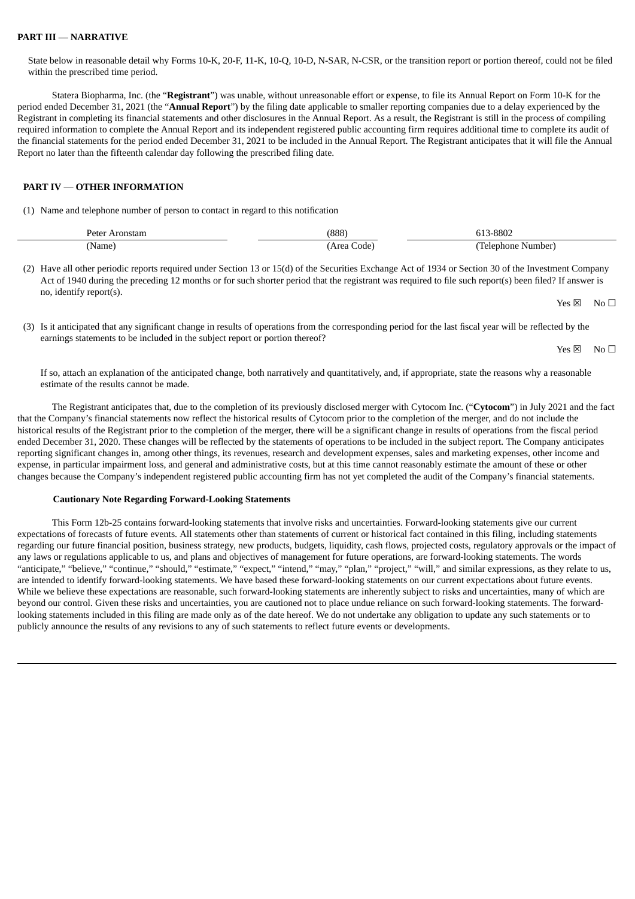**PART III — NARRATIVE**

State below in reasonable detail why Forms 10-K, 20-F, 11-K, 10-Q, 10-D, N-SAR, N-CSR, or the transition report or portion thereof, could not be filed within the prescribed time period.

Statera Biopharma, Inc. (the "**Registrant**") was unable, without unreasonable effort or expense, to file its Annual Report on Form 10-K for the period ended December 31, 2021 (the "**Annual Report**") by the filing date applicable to smaller reporting companies due to a delay experienced by the Registrant in completing its financial statements and other disclosures in the Annual Report. As a result, the Registrant is still in the process of compiling required information to complete the Annual Report and its independent registered public accounting firm requires additional time to complete its audit of the financial statements for the period ended December 31, 2021 to be included in the Annual Report. The Registrant anticipates that it will file the Annual Report no later than the fifteenth calendar day following the prescribed filing date.

**PART IV — OTHER INFORMATION**

(1) Name and telephone number of person to contact in regard to this notification

| Peter Aronstam | (888) | 613-8802 |
|---|---|---|
| (Name) | (Area Code) | (Telephone Number) |

(2) Have all other periodic reports required under Section 13 or 15(d) of the Securities Exchange Act of 1934 or Section 30 of the Investment Company Act of 1940 during the preceding 12 months or for such shorter period that the registrant was required to file such report(s) been filed? If answer is no, identify report(s).

Yes ☒ No ☐

(3) Is it anticipated that any significant change in results of operations from the corresponding period for the last fiscal year will be reflected by the earnings statements to be included in the subject report or portion thereof?

Yes ☒ No ☐

If so, attach an explanation of the anticipated change, both narratively and quantitatively, and, if appropriate, state the reasons why a reasonable estimate of the results cannot be made.

The Registrant anticipates that, due to the completion of its previously disclosed merger with Cytocom Inc. ("**Cytocom**") in July 2021 and the fact that the Company's financial statements now reflect the historical results of Cytocom prior to the completion of the merger, and do not include the historical results of the Registrant prior to the completion of the merger, there will be a significant change in results of operations from the fiscal period ended December 31, 2020. These changes will be reflected by the statements of operations to be included in the subject report. The Company anticipates reporting significant changes in, among other things, its revenues, research and development expenses, sales and marketing expenses, other income and expense, in particular impairment loss, and general and administrative costs, but at this time cannot reasonably estimate the amount of these or other changes because the Company's independent registered public accounting firm has not yet completed the audit of the Company's financial statements.

**Cautionary Note Regarding Forward-Looking Statements**

This Form 12b-25 contains forward-looking statements that involve risks and uncertainties. Forward-looking statements give our current expectations of forecasts of future events. All statements other than statements of current or historical fact contained in this filing, including statements regarding our future financial position, business strategy, new products, budgets, liquidity, cash flows, projected costs, regulatory approvals or the impact of any laws or regulations applicable to us, and plans and objectives of management for future operations, are forward-looking statements. The words "anticipate," "believe," "continue," "should," "estimate," "expect," "intend," "may," "plan," "project," "will," and similar expressions, as they relate to us, are intended to identify forward-looking statements. We have based these forward-looking statements on our current expectations about future events. While we believe these expectations are reasonable, such forward-looking statements are inherently subject to risks and uncertainties, many of which are beyond our control. Given these risks and uncertainties, you are cautioned not to place undue reliance on such forward-looking statements. The forward-looking statements included in this filing are made only as of the date hereof. We do not undertake any obligation to update any such statements or to publicly announce the results of any revisions to any of such statements to reflect future events or developments.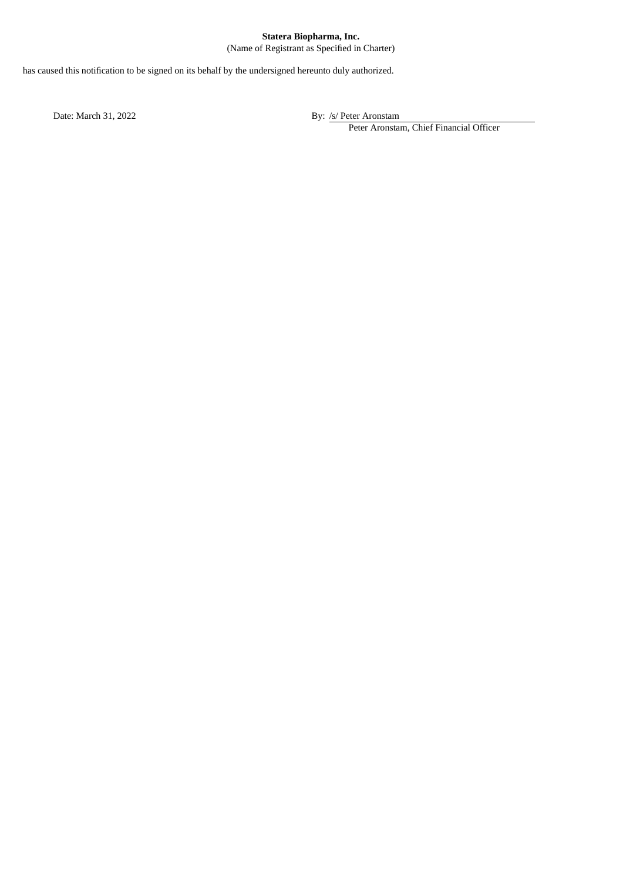**Statera Biopharma, Inc.**
(Name of Registrant as Specified in Charter)

has caused this notification to be signed on its behalf by the undersigned hereunto duly authorized.

| | |
|---|---|
| Date: March 31, 2022 | By: /s/ Peter Aronstam |
| | Peter Aronstam, Chief Financial Officer |